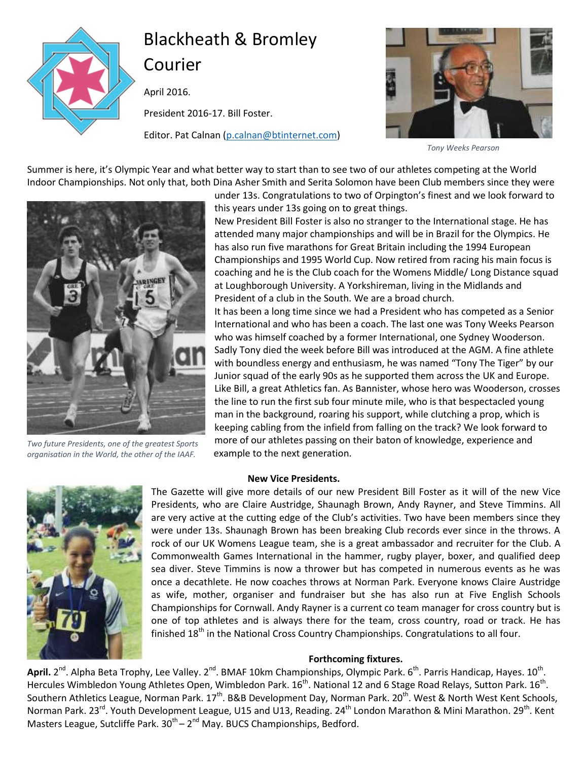# Blackheath & Bromley Courier

April 2016.

President 2016-17. Bill Foster.

Editor. Pat Calnan (p.calnan@btinternet.com)

*Tony Weeks Pearson*

Summer is here, it's Olympic Year and what better way to start than to see two of our athletes competing at the World Indoor Championships. Not only that, both Dina Asher Smith and Serita Solomon have been Club members since they were under 13s. Congratulations to two of Orpington's finest and we look forward to this years under 13s going on to great things.

New President Bill Foster is also no stranger to the International stage. He has attended many major championships and will be in Brazil for the Olympics. He has also run five marathons for Great Britain including the 1994 European Championships and 1995 World Cup. Now retired from racing his main focus is coaching and he is the Club coach for the Womens Middle/ Long Distance squad at Loughborough University. A Yorkshireman, living in the Midlands and President of a club in the South. We are a broad church.

It has been a long time since we had a President who has competed as a Senior International and who has been a coach. The last one was Tony Weeks Pearson who was himself coached by a former International, one Sydney Wooderson. Sadly Tony died the week before Bill was introduced at the AGM. A fine athlete with boundless energy and enthusiasm, he was named "Tony The Tiger" by our Junior squad of the early 90s as he supported them across the UK and Europe. Like Bill, a great Athletics fan. As Bannister, whose hero was Wooderson, crosses the line to run the first sub four minute mile, who is that bespectacled young man in the background, roaring his support, while clutching a prop, which is keeping cabling from the infield from falling on the track? We look forward to more of our athletes passing on their baton of knowledge, experience and example to the next generation.

*Two future Presidents, one of the greatest Sports organisation in the World, the other of the IAAF.*

### New Vice Presidents.

The Gazette will give more details of our new President Bill Foster as it will of the new Vice Presidents, who are Claire Austridge, Shaunagh Brown, Andy Rayner, and Steve Timmins. All are very active at the cutting edge of the Club's activities. Two have been members since they were under 13s. Shaunagh Brown has been breaking Club records ever since in the throws. A rock of our UK Womens League team, she is a great ambassador and recruiter for the Club. A Commonwealth Games International in the hammer, rugby player, boxer, and qualified deep sea diver. Steve Timmins is now a thrower but has competed in numerous events as he was once a decathlete. He now coaches throws at Norman Park. Everyone knows Claire Austridge as wife, mother, organiser and fundraiser but she has also run at Five English Schools Championships for Cornwall. Andy Rayner is a current co team manager for cross country but is one of top athletes and is always there for the team, cross country, road or track. He has finished 18th in the National Cross Country Championships. Congratulations to all four.

### Forthcoming fixtures.

**April.** 2nd. Alpha Beta Trophy, Lee Valley. 2nd. BMAF 10km Championships, Olympic Park. 6th. Parris Handicap, Hayes. 10th. Hercules Wimbledon Young Athletes Open, Wimbledon Park. 16th. National 12 and 6 Stage Road Relays, Sutton Park. 16th. Southern Athletics League, Norman Park. 17th. B&B Development Day, Norman Park. 20th. West & North West Kent Schools, Norman Park. 23rd. Youth Development League, U15 and U13, Reading. 24th London Marathon & Mini Marathon. 29th. Kent Masters League, Sutcliffe Park. 30th – 2nd May. BUCS Championships, Bedford.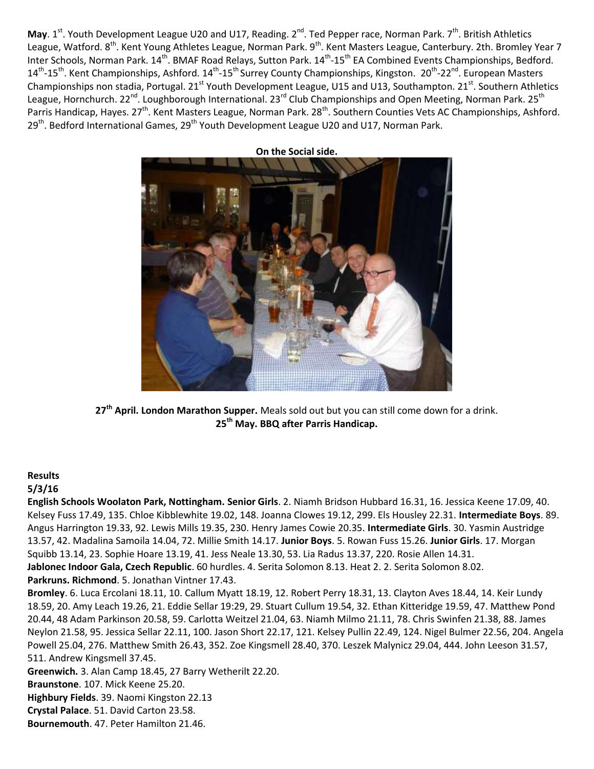**May**. 1st. Youth Development League U20 and U17, Reading. 2nd. Ted Pepper race, Norman Park. 7th. British Athletics League, Watford. 8th. Kent Young Athletes League, Norman Park. 9th. Kent Masters League, Canterbury. 2th. Bromley Year 7 Inter Schools, Norman Park. 14th. BMAF Road Relays, Sutton Park. 14th-15th EA Combined Events Championships, Bedford. 14th-15th. Kent Championships, Ashford. 14th-15th Surrey County Championships, Kingston. 20th-22nd. European Masters Championships non stadia, Portugal. 21st Youth Development League, U15 and U13, Southampton. 21st. Southern Athletics League, Hornchurch. 22nd. Loughborough International. 23rd Club Championships and Open Meeting, Norman Park. 25th Parris Handicap, Hayes. 27th. Kent Masters League, Norman Park. 28th. Southern Counties Vets AC Championships, Ashford. 29th. Bedford International Games, 29th Youth Development League U20 and U17, Norman Park.

**On the Social side.**

**27th April. London Marathon Supper.** Meals sold out but you can still come down for a drink.
**25th May. BBQ after Parris Handicap.**

**Results**
**5/3/16**

**English Schools Woolaton Park, Nottingham. Senior Girls**. 2. Niamh Bridson Hubbard 16.31, 16. Jessica Keene 17.09, 40. Kelsey Fuss 17.49, 135. Chloe Kibblewhite 19.02, 148. Joanna Clowes 19.12, 299. Els Housley 22.31. **Intermediate Boys**. 89. Angus Harrington 19.33, 92. Lewis Mills 19.35, 230. Henry James Cowie 20.35. **Intermediate Girls**. 30. Yasmin Austridge 13.57, 42. Madalina Samoila 14.04, 72. Millie Smith 14.17. **Junior Boys**. 5. Rowan Fuss 15.26. **Junior Girls**. 17. Morgan Squibb 13.14, 23. Sophie Hoare 13.19, 41. Jess Neale 13.30, 53. Lia Radus 13.37, 220. Rosie Allen 14.31.
**Jablonec Indoor Gala, Czech Republic**. 60 hurdles. 4. Serita Solomon 8.13. Heat 2. 2. Serita Solomon 8.02.
**Parkruns. Richmond**. 5. Jonathan Vintner 17.43.
**Bromley**. 6. Luca Ercolani 18.11, 10. Callum Myatt 18.19, 12. Robert Perry 18.31, 13. Clayton Aves 18.44, 14. Keir Lundy 18.59, 20. Amy Leach 19.26, 21. Eddie Sellar 19:29, 29. Stuart Cullum 19.54, 32. Ethan Kitteridge 19.59, 47. Matthew Pond 20.44, 48 Adam Parkinson 20.58, 59. Carlotta Weitzel 21.04, 63. Niamh Milmo 21.11, 78. Chris Swinfen 21.38, 88. James Neylon 21.58, 95. Jessica Sellar 22.11, 100. Jason Short 22.17, 121. Kelsey Pullin 22.49, 124. Nigel Bulmer 22.56, 204. Angela Powell 25.04, 276. Matthew Smith 26.43, 352. Zoe Kingsmell 28.40, 370. Leszek Malynicz 29.04, 444. John Leeson 31.57, 511. Andrew Kingsmell 37.45.
**Greenwich.** 3. Alan Camp 18.45, 27 Barry Wetherilt 22.20.
**Braunstone**. 107. Mick Keene 25.20.
**Highbury Fields**. 39. Naomi Kingston 22.13
**Crystal Palace**. 51. David Carton 23.58.
**Bournemouth**. 47. Peter Hamilton 21.46.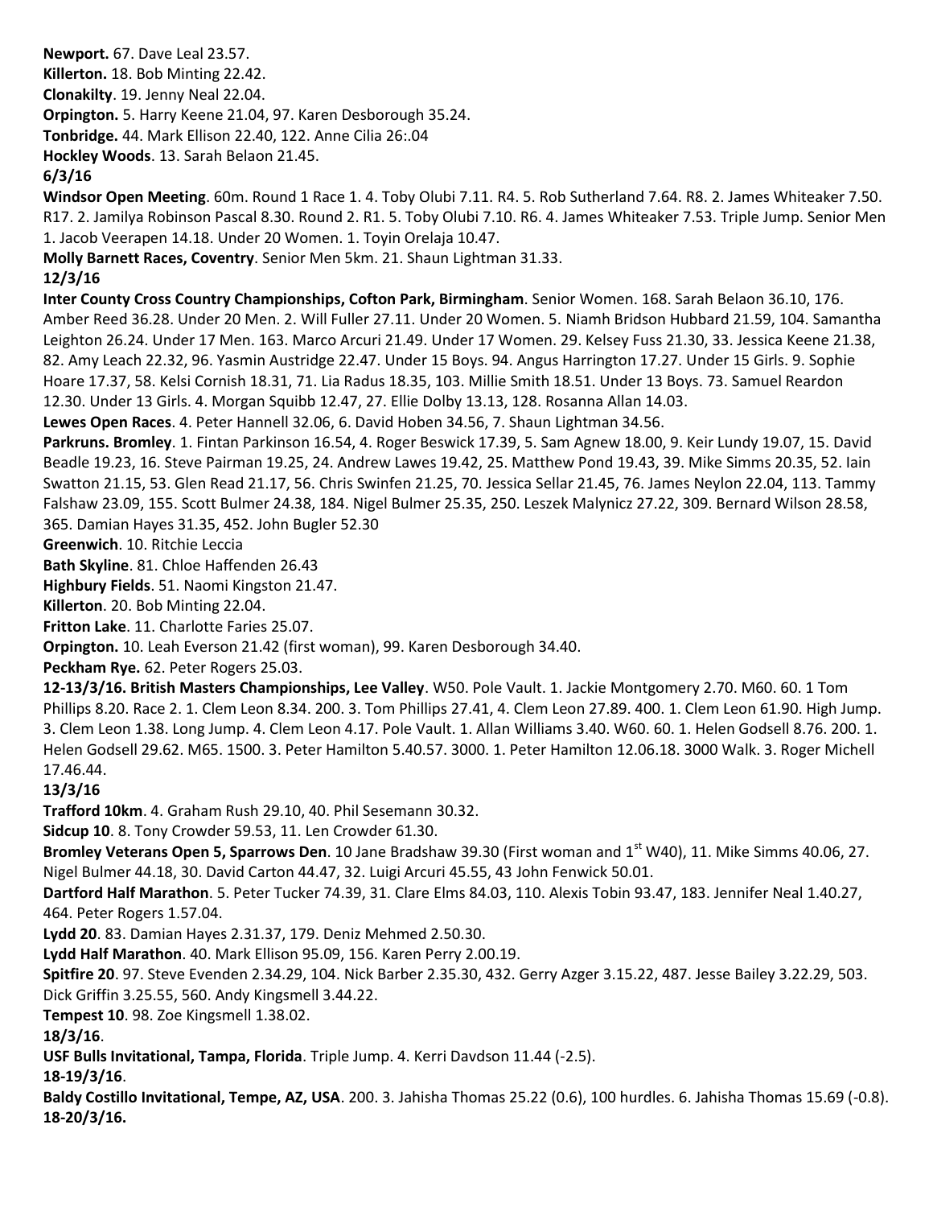**Newport.** 67. Dave Leal 23.57.
**Killerton.** 18. Bob Minting 22.42.
**Clonakilty**. 19. Jenny Neal 22.04.
**Orpington.** 5. Harry Keene 21.04, 97. Karen Desborough 35.24.
**Tonbridge.** 44. Mark Ellison 22.40, 122. Anne Cilia 26:.04
**Hockley Woods**. 13. Sarah Belaon 21.45.
**6/3/16**
**Windsor Open Meeting**. 60m. Round 1 Race 1. 4. Toby Olubi 7.11. R4. 5. Rob Sutherland 7.64. R8. 2. James Whiteaker 7.50. R17. 2. Jamilya Robinson Pascal 8.30. Round 2. R1. 5. Toby Olubi 7.10. R6. 4. James Whiteaker 7.53. Triple Jump. Senior Men 1. Jacob Veerapen 14.18. Under 20 Women. 1. Toyin Orelaja 10.47.
**Molly Barnett Races, Coventry**. Senior Men 5km. 21. Shaun Lightman 31.33.
**12/3/16**
**Inter County Cross Country Championships, Cofton Park, Birmingham**. Senior Women. 168. Sarah Belaon 36.10, 176. Amber Reed 36.28. Under 20 Men. 2. Will Fuller 27.11. Under 20 Women. 5. Niamh Bridson Hubbard 21.59, 104. Samantha Leighton 26.24. Under 17 Men. 163. Marco Arcuri 21.49. Under 17 Women. 29. Kelsey Fuss 21.30, 33. Jessica Keene 21.38, 82. Amy Leach 22.32, 96. Yasmin Austridge 22.47. Under 15 Boys. 94. Angus Harrington 17.27. Under 15 Girls. 9. Sophie Hoare 17.37, 58. Kelsi Cornish 18.31, 71. Lia Radus 18.35, 103. Millie Smith 18.51. Under 13 Boys. 73. Samuel Reardon 12.30. Under 13 Girls. 4. Morgan Squibb 12.47, 27. Ellie Dolby 13.13, 128. Rosanna Allan 14.03.
**Lewes Open Races**. 4. Peter Hannell 32.06, 6. David Hoben 34.56, 7. Shaun Lightman 34.56.
**Parkruns. Bromley**. 1. Fintan Parkinson 16.54, 4. Roger Beswick 17.39, 5. Sam Agnew 18.00, 9. Keir Lundy 19.07, 15. David Beadle 19.23, 16. Steve Pairman 19.25, 24. Andrew Lawes 19.42, 25. Matthew Pond 19.43, 39. Mike Simms 20.35, 52. Iain Swatton 21.15, 53. Glen Read 21.17, 56. Chris Swinfen 21.25, 70. Jessica Sellar 21.45, 76. James Neylon 22.04, 113. Tammy Falshaw 23.09, 155. Scott Bulmer 24.38, 184. Nigel Bulmer 25.35, 250. Leszek Malynicz 27.22, 309. Bernard Wilson 28.58, 365. Damian Hayes 31.35, 452. John Bugler 52.30
**Greenwich**. 10. Ritchie Leccia
**Bath Skyline**. 81. Chloe Haffenden 26.43
**Highbury Fields**. 51. Naomi Kingston 21.47.
**Killerton**. 20. Bob Minting 22.04.
**Fritton Lake**. 11. Charlotte Faries 25.07.
**Orpington.** 10. Leah Everson 21.42 (first woman), 99. Karen Desborough 34.40.
**Peckham Rye.** 62. Peter Rogers 25.03.
**12-13/3/16. British Masters Championships, Lee Valley**. W50. Pole Vault. 1. Jackie Montgomery 2.70. M60. 60. 1 Tom Phillips 8.20. Race 2. 1. Clem Leon 8.34. 200. 3. Tom Phillips 27.41, 4. Clem Leon 27.89. 400. 1. Clem Leon 61.90. High Jump. 3. Clem Leon 1.38. Long Jump. 4. Clem Leon 4.17. Pole Vault. 1. Allan Williams 3.40. W60. 60. 1. Helen Godsell 8.76. 200. 1. Helen Godsell 29.62. M65. 1500. 3. Peter Hamilton 5.40.57. 3000. 1. Peter Hamilton 12.06.18. 3000 Walk. 3. Roger Michell 17.46.44.
**13/3/16**
**Trafford 10km**. 4. Graham Rush 29.10, 40. Phil Sesemann 30.32.
**Sidcup 10**. 8. Tony Crowder 59.53, 11. Len Crowder 61.30.
**Bromley Veterans Open 5, Sparrows Den**. 10 Jane Bradshaw 39.30 (First woman and 1st W40), 11. Mike Simms 40.06, 27. Nigel Bulmer 44.18, 30. David Carton 44.47, 32. Luigi Arcuri 45.55, 43 John Fenwick 50.01.
**Dartford Half Marathon**. 5. Peter Tucker 74.39, 31. Clare Elms 84.03, 110. Alexis Tobin 93.47, 183. Jennifer Neal 1.40.27, 464. Peter Rogers 1.57.04.
**Lydd 20**. 83. Damian Hayes 2.31.37, 179. Deniz Mehmed 2.50.30.
**Lydd Half Marathon**. 40. Mark Ellison 95.09, 156. Karen Perry 2.00.19.
**Spitfire 20**. 97. Steve Evenden 2.34.29, 104. Nick Barber 2.35.30, 432. Gerry Azger 3.15.22, 487. Jesse Bailey 3.22.29, 503. Dick Griffin 3.25.55, 560. Andy Kingsmell 3.44.22.
**Tempest 10**. 98. Zoe Kingsmell 1.38.02.
**18/3/16**.
**USF Bulls Invitational, Tampa, Florida**. Triple Jump. 4. Kerri Davdson 11.44 (-2.5).
**18-19/3/16**.
**Baldy Costillo Invitational, Tempe, AZ, USA**. 200. 3. Jahisha Thomas 25.22 (0.6), 100 hurdles. 6. Jahisha Thomas 15.69 (-0.8).
**18-20/3/16.**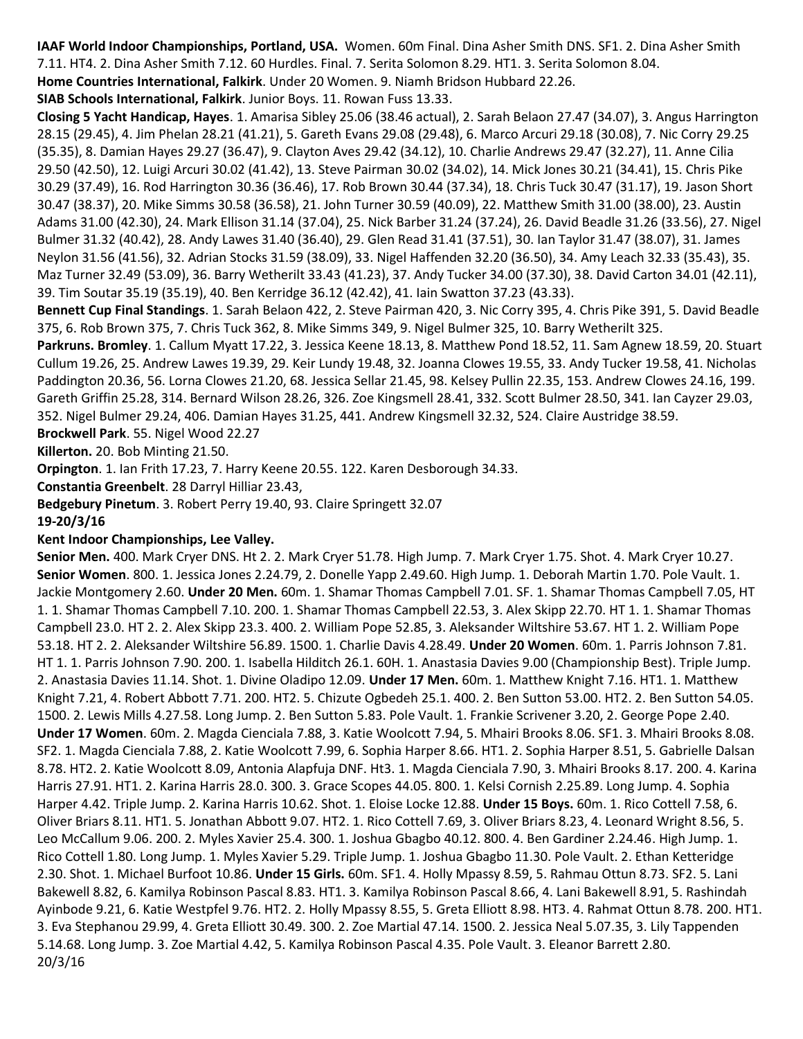**IAAF World Indoor Championships, Portland, USA.** Women. 60m Final. Dina Asher Smith DNS. SF1. 2. Dina Asher Smith 7.11. HT4. 2. Dina Asher Smith 7.12. 60 Hurdles. Final. 7. Serita Solomon 8.29. HT1. 3. Serita Solomon 8.04.

**Home Countries International, Falkirk**. Under 20 Women. 9. Niamh Bridson Hubbard 22.26.

**SIAB Schools International, Falkirk**. Junior Boys. 11. Rowan Fuss 13.33.

**Closing 5 Yacht Handicap, Hayes**. 1. Amarisa Sibley 25.06 (38.46 actual), 2. Sarah Belaon 27.47 (34.07), 3. Angus Harrington 28.15 (29.45), 4. Jim Phelan 28.21 (41.21), 5. Gareth Evans 29.08 (29.48), 6. Marco Arcuri 29.18 (30.08), 7. Nic Corry 29.25 (35.35), 8. Damian Hayes 29.27 (36.47), 9. Clayton Aves 29.42 (34.12), 10. Charlie Andrews 29.47 (32.27), 11. Anne Cilia 29.50 (42.50), 12. Luigi Arcuri 30.02 (41.42), 13. Steve Pairman 30.02 (34.02), 14. Mick Jones 30.21 (34.41), 15. Chris Pike 30.29 (37.49), 16. Rod Harrington 30.36 (36.46), 17. Rob Brown 30.44 (37.34), 18. Chris Tuck 30.47 (31.17), 19. Jason Short 30.47 (38.37), 20. Mike Simms 30.58 (36.58), 21. John Turner 30.59 (40.09), 22. Matthew Smith 31.00 (38.00), 23. Austin Adams 31.00 (42.30), 24. Mark Ellison 31.14 (37.04), 25. Nick Barber 31.24 (37.24), 26. David Beadle 31.26 (33.56), 27. Nigel Bulmer 31.32 (40.42), 28. Andy Lawes 31.40 (36.40), 29. Glen Read 31.41 (37.51), 30. Ian Taylor 31.47 (38.07), 31. James Neylon 31.56 (41.56), 32. Adrian Stocks 31.59 (38.09), 33. Nigel Haffenden 32.20 (36.50), 34. Amy Leach 32.33 (35.43), 35. Maz Turner 32.49 (53.09), 36. Barry Wetherilt 33.43 (41.23), 37. Andy Tucker 34.00 (37.30), 38. David Carton 34.01 (42.11), 39. Tim Soutar 35.19 (35.19), 40. Ben Kerridge 36.12 (42.42), 41. Iain Swatton 37.23 (43.33).

**Bennett Cup Final Standings**. 1. Sarah Belaon 422, 2. Steve Pairman 420, 3. Nic Corry 395, 4. Chris Pike 391, 5. David Beadle 375, 6. Rob Brown 375, 7. Chris Tuck 362, 8. Mike Simms 349, 9. Nigel Bulmer 325, 10. Barry Wetherilt 325.

**Parkruns. Bromley**. 1. Callum Myatt 17.22, 3. Jessica Keene 18.13, 8. Matthew Pond 18.52, 11. Sam Agnew 18.59, 20. Stuart Cullum 19.26, 25. Andrew Lawes 19.39, 29. Keir Lundy 19.48, 32. Joanna Clowes 19.55, 33. Andy Tucker 19.58, 41. Nicholas Paddington 20.36, 56. Lorna Clowes 21.20, 68. Jessica Sellar 21.45, 98. Kelsey Pullin 22.35, 153. Andrew Clowes 24.16, 199. Gareth Griffin 25.28, 314. Bernard Wilson 28.26, 326. Zoe Kingsmell 28.41, 332. Scott Bulmer 28.50, 341. Ian Cayzer 29.03, 352. Nigel Bulmer 29.24, 406. Damian Hayes 31.25, 441. Andrew Kingsmell 32.32, 524. Claire Austridge 38.59.

**Brockwell Park**. 55. Nigel Wood 22.27

**Killerton.** 20. Bob Minting 21.50.

**Orpington**. 1. Ian Frith 17.23, 7. Harry Keene 20.55. 122. Karen Desborough 34.33.

**Constantia Greenbelt**. 28 Darryl Hilliar 23.43,

**Bedgebury Pinetum**. 3. Robert Perry 19.40, 93. Claire Springett 32.07

**19-20/3/16**

**Kent Indoor Championships, Lee Valley.**

**Senior Men.** 400. Mark Cryer DNS. Ht 2. 2. Mark Cryer 51.78. High Jump. 7. Mark Cryer 1.75. Shot. 4. Mark Cryer 10.27. **Senior Women**. 800. 1. Jessica Jones 2.24.79, 2. Donelle Yapp 2.49.60. High Jump. 1. Deborah Martin 1.70. Pole Vault. 1. Jackie Montgomery 2.60. **Under 20 Men.** 60m. 1. Shamar Thomas Campbell 7.01. SF. 1. Shamar Thomas Campbell 7.05, HT 1. 1. Shamar Thomas Campbell 7.10. 200. 1. Shamar Thomas Campbell 22.53, 3. Alex Skipp 22.70. HT 1. 1. Shamar Thomas Campbell 23.0. HT 2. 2. Alex Skipp 23.3. 400. 2. William Pope 52.85, 3. Aleksander Wiltshire 53.67. HT 1. 2. William Pope 53.18. HT 2. 2. Aleksander Wiltshire 56.89. 1500. 1. Charlie Davis 4.28.49. **Under 20 Women**. 60m. 1. Parris Johnson 7.81. HT 1. 1. Parris Johnson 7.90. 200. 1. Isabella Hilditch 26.1. 60H. 1. Anastasia Davies 9.00 (Championship Best). Triple Jump. 2. Anastasia Davies 11.14. Shot. 1. Divine Oladipo 12.09. **Under 17 Men.** 60m. 1. Matthew Knight 7.16. HT1. 1. Matthew Knight 7.21, 4. Robert Abbott 7.71. 200. HT2. 5. Chizute Ogbedeh 25.1. 400. 2. Ben Sutton 53.00. HT2. 2. Ben Sutton 54.05. 1500. 2. Lewis Mills 4.27.58. Long Jump. 2. Ben Sutton 5.83. Pole Vault. 1. Frankie Scrivener 3.20, 2. George Pope 2.40. **Under 17 Women**. 60m. 2. Magda Cienciala 7.88, 3. Katie Woolcott 7.94, 5. Mhairi Brooks 8.06. SF1. 3. Mhairi Brooks 8.08. SF2. 1. Magda Cienciala 7.88, 2. Katie Woolcott 7.99, 6. Sophia Harper 8.66. HT1. 2. Sophia Harper 8.51, 5. Gabrielle Dalsan 8.78. HT2. 2. Katie Woolcott 8.09, Antonia Alapfuja DNF. Ht3. 1. Magda Cienciala 7.90, 3. Mhairi Brooks 8.17. 200. 4. Karina Harris 27.91. HT1. 2. Karina Harris 28.0. 300. 3. Grace Scopes 44.05. 800. 1. Kelsi Cornish 2.25.89. Long Jump. 4. Sophia Harper 4.42. Triple Jump. 2. Karina Harris 10.62. Shot. 1. Eloise Locke 12.88. **Under 15 Boys.** 60m. 1. Rico Cottell 7.58, 6. Oliver Briars 8.11. HT1. 5. Jonathan Abbott 9.07. HT2. 1. Rico Cottell 7.69, 3. Oliver Briars 8.23, 4. Leonard Wright 8.56, 5. Leo McCallum 9.06. 200. 2. Myles Xavier 25.4. 300. 1. Joshua Gbagbo 40.12. 800. 4. Ben Gardiner 2.24.46. High Jump. 1. Rico Cottell 1.80. Long Jump. 1. Myles Xavier 5.29. Triple Jump. 1. Joshua Gbagbo 11.30. Pole Vault. 2. Ethan Ketteridge 2.30. Shot. 1. Michael Burfoot 10.86. **Under 15 Girls.** 60m. SF1. 4. Holly Mpassy 8.59, 5. Rahmau Ottun 8.73. SF2. 5. Lani Bakewell 8.82, 6. Kamilya Robinson Pascal 8.83. HT1. 3. Kamilya Robinson Pascal 8.66, 4. Lani Bakewell 8.91, 5. Rashindah Ayinbode 9.21, 6. Katie Westpfel 9.76. HT2. 2. Holly Mpassy 8.55, 5. Greta Elliott 8.98. HT3. 4. Rahmat Ottun 8.78. 200. HT1. 3. Eva Stephanou 29.99, 4. Greta Elliott 30.49. 300. 2. Zoe Martial 47.14. 1500. 2. Jessica Neal 5.07.35, 3. Lily Tappenden 5.14.68. Long Jump. 3. Zoe Martial 4.42, 5. Kamilya Robinson Pascal 4.35. Pole Vault. 3. Eleanor Barrett 2.80.

20/3/16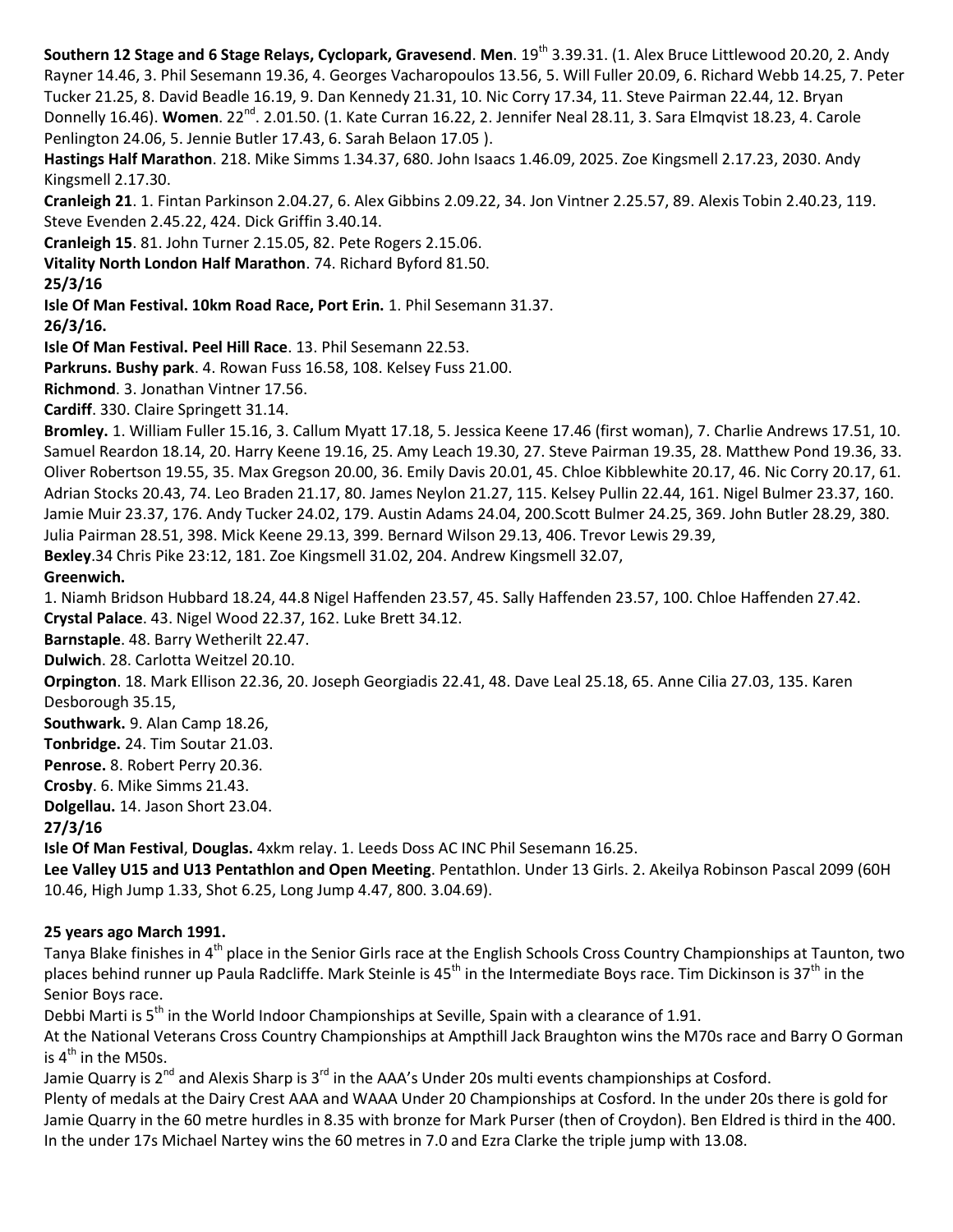**Southern 12 Stage and 6 Stage Relays, Cyclopark, Gravesend**. **Men**. 19th 3.39.31. (1. Alex Bruce Littlewood 20.20, 2. Andy Rayner 14.46, 3. Phil Sesemann 19.36, 4. Georges Vacharopoulos 13.56, 5. Will Fuller 20.09, 6. Richard Webb 14.25, 7. Peter Tucker 21.25, 8. David Beadle 16.19, 9. Dan Kennedy 21.31, 10. Nic Corry 17.34, 11. Steve Pairman 22.44, 12. Bryan Donnelly 16.46). **Women**. 22nd. 2.01.50. (1. Kate Curran 16.22, 2. Jennifer Neal 28.11, 3. Sara Elmqvist 18.23, 4. Carole Penlington 24.06, 5. Jennie Butler 17.43, 6. Sarah Belaon 17.05 ).

**Hastings Half Marathon**. 218. Mike Simms 1.34.37, 680. John Isaacs 1.46.09, 2025. Zoe Kingsmell 2.17.23, 2030. Andy Kingsmell 2.17.30.

**Cranleigh 21**. 1. Fintan Parkinson 2.04.27, 6. Alex Gibbins 2.09.22, 34. Jon Vintner 2.25.57, 89. Alexis Tobin 2.40.23, 119. Steve Evenden 2.45.22, 424. Dick Griffin 3.40.14.

**Cranleigh 15**. 81. John Turner 2.15.05, 82. Pete Rogers 2.15.06.

**Vitality North London Half Marathon**. 74. Richard Byford 81.50.

**25/3/16**

**Isle Of Man Festival. 10km Road Race, Port Erin.** 1. Phil Sesemann 31.37.

**26/3/16.**

**Isle Of Man Festival. Peel Hill Race**. 13. Phil Sesemann 22.53.

**Parkruns. Bushy park**. 4. Rowan Fuss 16.58, 108. Kelsey Fuss 21.00.

**Richmond**. 3. Jonathan Vintner 17.56.

**Cardiff**. 330. Claire Springett 31.14.

**Bromley.** 1. William Fuller 15.16, 3. Callum Myatt 17.18, 5. Jessica Keene 17.46 (first woman), 7. Charlie Andrews 17.51, 10. Samuel Reardon 18.14, 20. Harry Keene 19.16, 25. Amy Leach 19.30, 27. Steve Pairman 19.35, 28. Matthew Pond 19.36, 33. Oliver Robertson 19.55, 35. Max Gregson 20.00, 36. Emily Davis 20.01, 45. Chloe Kibblewhite 20.17, 46. Nic Corry 20.17, 61. Adrian Stocks 20.43, 74. Leo Braden 21.17, 80. James Neylon 21.27, 115. Kelsey Pullin 22.44, 161. Nigel Bulmer 23.37, 160. Jamie Muir 23.37, 176. Andy Tucker 24.02, 179. Austin Adams 24.04, 200.Scott Bulmer 24.25, 369. John Butler 28.29, 380. Julia Pairman 28.51, 398. Mick Keene 29.13, 399. Bernard Wilson 29.13, 406. Trevor Lewis 29.39,

**Bexley**.34 Chris Pike 23:12, 181. Zoe Kingsmell 31.02, 204. Andrew Kingsmell 32.07,

**Greenwich.**

1. Niamh Bridson Hubbard 18.24, 44.8 Nigel Haffenden 23.57, 45. Sally Haffenden 23.57, 100. Chloe Haffenden 27.42.

**Crystal Palace**. 43. Nigel Wood 22.37, 162. Luke Brett 34.12.

**Barnstaple**. 48. Barry Wetherilt 22.47.

**Dulwich**. 28. Carlotta Weitzel 20.10.

**Orpington**. 18. Mark Ellison 22.36, 20. Joseph Georgiadis 22.41, 48. Dave Leal 25.18, 65. Anne Cilia 27.03, 135. Karen Desborough 35.15,

**Southwark.** 9. Alan Camp 18.26,

**Tonbridge.** 24. Tim Soutar 21.03.

**Penrose.** 8. Robert Perry 20.36.

**Crosby**. 6. Mike Simms 21.43.

**Dolgellau.** 14. Jason Short 23.04.

**27/3/16**

**Isle Of Man Festival**, **Douglas.** 4xkm relay. 1. Leeds Doss AC INC Phil Sesemann 16.25.

**Lee Valley U15 and U13 Pentathlon and Open Meeting**. Pentathlon. Under 13 Girls. 2. Akeilya Robinson Pascal 2099 (60H 10.46, High Jump 1.33, Shot 6.25, Long Jump 4.47, 800. 3.04.69).

**25 years ago March 1991.**

Tanya Blake finishes in 4th place in the Senior Girls race at the English Schools Cross Country Championships at Taunton, two places behind runner up Paula Radcliffe. Mark Steinle is 45th in the Intermediate Boys race. Tim Dickinson is 37th in the Senior Boys race.

Debbi Marti is 5th in the World Indoor Championships at Seville, Spain with a clearance of 1.91.

At the National Veterans Cross Country Championships at Ampthill Jack Braughton wins the M70s race and Barry O Gorman is 4th in the M50s.

Jamie Quarry is 2nd and Alexis Sharp is 3rd in the AAA's Under 20s multi events championships at Cosford.

Plenty of medals at the Dairy Crest AAA and WAAA Under 20 Championships at Cosford. In the under 20s there is gold for Jamie Quarry in the 60 metre hurdles in 8.35 with bronze for Mark Purser (then of Croydon). Ben Eldred is third in the 400. In the under 17s Michael Nartey wins the 60 metres in 7.0 and Ezra Clarke the triple jump with 13.08.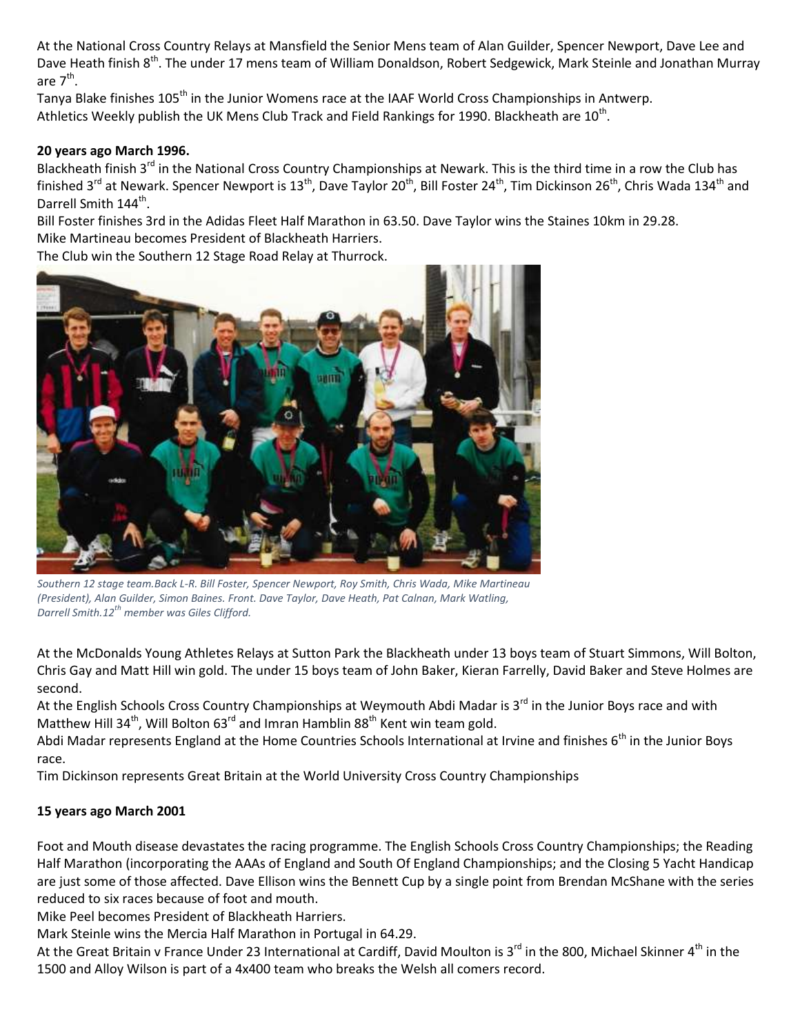At the National Cross Country Relays at Mansfield the Senior Mens team of Alan Guilder, Spencer Newport, Dave Lee and Dave Heath finish 8th. The under 17 mens team of William Donaldson, Robert Sedgewick, Mark Steinle and Jonathan Murray are 7th.

Tanya Blake finishes 105th in the Junior Womens race at the IAAF World Cross Championships in Antwerp.

Athletics Weekly publish the UK Mens Club Track and Field Rankings for 1990. Blackheath are 10th.

**20 years ago March 1996.**

Blackheath finish 3rd in the National Cross Country Championships at Newark. This is the third time in a row the Club has finished 3rd at Newark. Spencer Newport is 13th, Dave Taylor 20th, Bill Foster 24th, Tim Dickinson 26th, Chris Wada 134th and Darrell Smith 144th.

Bill Foster finishes 3rd in the Adidas Fleet Half Marathon in 63.50. Dave Taylor wins the Staines 10km in 29.28.

Mike Martineau becomes President of Blackheath Harriers.

The Club win the Southern 12 Stage Road Relay at Thurrock.

*Southern 12 stage team.Back L-R. Bill Foster, Spencer Newport, Roy Smith, Chris Wada, Mike Martineau (President), Alan Guilder, Simon Baines. Front. Dave Taylor, Dave Heath, Pat Calnan, Mark Watling, Darrell Smith.12th member was Giles Clifford.*

At the McDonalds Young Athletes Relays at Sutton Park the Blackheath under 13 boys team of Stuart Simmons, Will Bolton, Chris Gay and Matt Hill win gold. The under 15 boys team of John Baker, Kieran Farrelly, David Baker and Steve Holmes are second.

At the English Schools Cross Country Championships at Weymouth Abdi Madar is 3rd in the Junior Boys race and with Matthew Hill 34th, Will Bolton 63rd and Imran Hamblin 88th Kent win team gold.

Abdi Madar represents England at the Home Countries Schools International at Irvine and finishes 6th in the Junior Boys race.

Tim Dickinson represents Great Britain at the World University Cross Country Championships

**15 years ago March 2001**

Foot and Mouth disease devastates the racing programme. The English Schools Cross Country Championships; the Reading Half Marathon (incorporating the AAAs of England and South Of England Championships; and the Closing 5 Yacht Handicap are just some of those affected. Dave Ellison wins the Bennett Cup by a single point from Brendan McShane with the series reduced to six races because of foot and mouth.

Mike Peel becomes President of Blackheath Harriers.

Mark Steinle wins the Mercia Half Marathon in Portugal in 64.29.

At the Great Britain v France Under 23 International at Cardiff, David Moulton is 3rd in the 800, Michael Skinner 4th in the 1500 and Alloy Wilson is part of a 4x400 team who breaks the Welsh all comers record.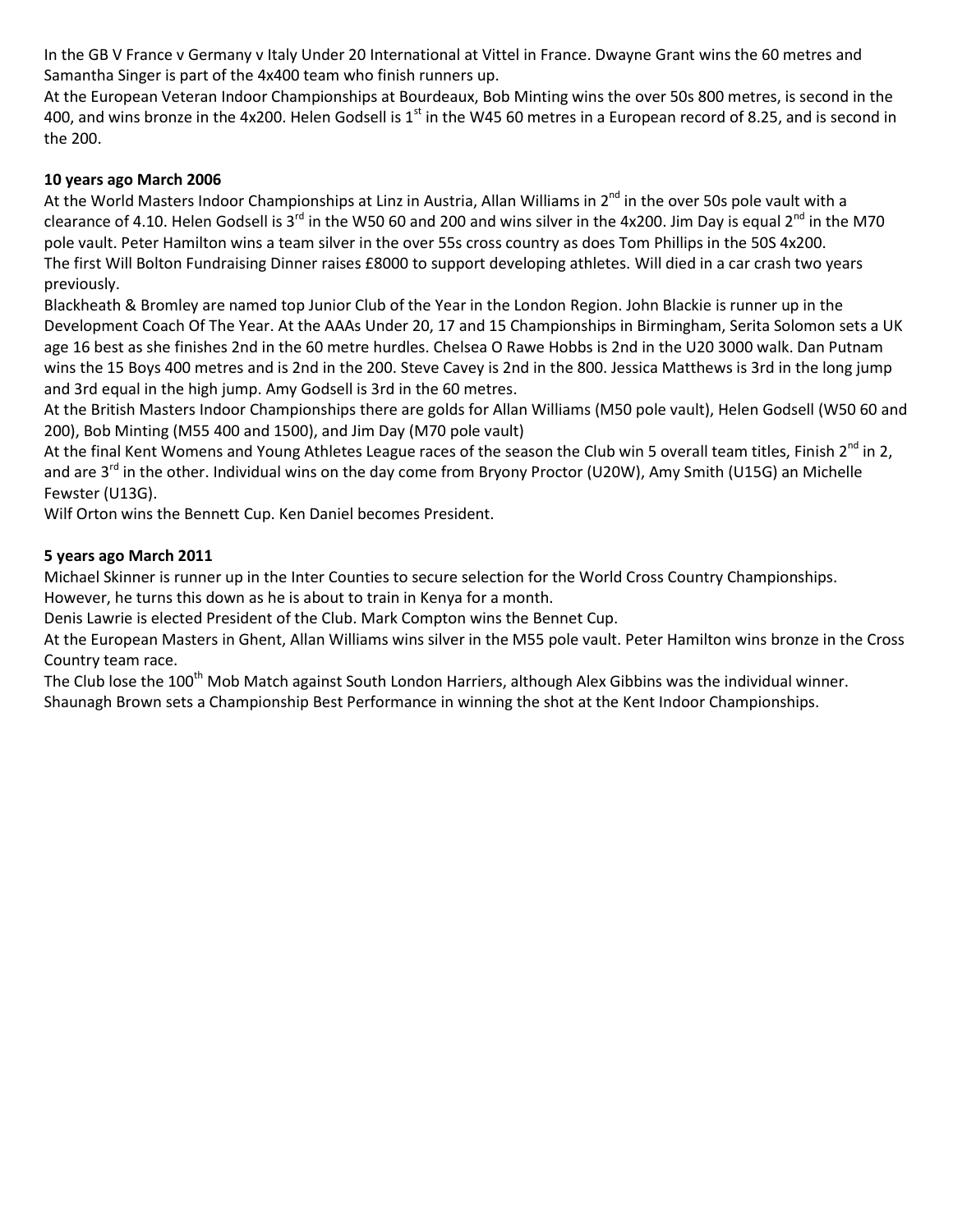In the GB V France v Germany v Italy Under 20 International at Vittel in France. Dwayne Grant wins the 60 metres and Samantha Singer is part of the 4x400 team who finish runners up.

At the European Veteran Indoor Championships at Bourdeaux, Bob Minting wins the over 50s 800 metres, is second in the 400, and wins bronze in the 4x200. Helen Godsell is 1st in the W45 60 metres in a European record of 8.25, and is second in the 200.

**10 years ago March 2006**

At the World Masters Indoor Championships at Linz in Austria, Allan Williams in 2nd in the over 50s pole vault with a clearance of 4.10. Helen Godsell is 3rd in the W50 60 and 200 and wins silver in the 4x200. Jim Day is equal 2nd in the M70 pole vault. Peter Hamilton wins a team silver in the over 55s cross country as does Tom Phillips in the 50S 4x200.

The first Will Bolton Fundraising Dinner raises £8000 to support developing athletes. Will died in a car crash two years previously.

Blackheath & Bromley are named top Junior Club of the Year in the London Region. John Blackie is runner up in the Development Coach Of The Year. At the AAAs Under 20, 17 and 15 Championships in Birmingham, Serita Solomon sets a UK age 16 best as she finishes 2nd in the 60 metre hurdles. Chelsea O Rawe Hobbs is 2nd in the U20 3000 walk. Dan Putnam wins the 15 Boys 400 metres and is 2nd in the 200. Steve Cavey is 2nd in the 800. Jessica Matthews is 3rd in the long jump and 3rd equal in the high jump. Amy Godsell is 3rd in the 60 metres.

At the British Masters Indoor Championships there are golds for Allan Williams (M50 pole vault), Helen Godsell (W50 60 and 200), Bob Minting (M55 400 and 1500), and Jim Day (M70 pole vault)

At the final Kent Womens and Young Athletes League races of the season the Club win 5 overall team titles, Finish 2nd in 2, and are 3rd in the other. Individual wins on the day come from Bryony Proctor (U20W), Amy Smith (U15G) an Michelle Fewster (U13G).

Wilf Orton wins the Bennett Cup. Ken Daniel becomes President.

**5 years ago March 2011**

Michael Skinner is runner up in the Inter Counties to secure selection for the World Cross Country Championships. However, he turns this down as he is about to train in Kenya for a month.

Denis Lawrie is elected President of the Club. Mark Compton wins the Bennet Cup.

At the European Masters in Ghent, Allan Williams wins silver in the M55 pole vault. Peter Hamilton wins bronze in the Cross Country team race.

The Club lose the 100th Mob Match against South London Harriers, although Alex Gibbins was the individual winner.

Shaunagh Brown sets a Championship Best Performance in winning the shot at the Kent Indoor Championships.